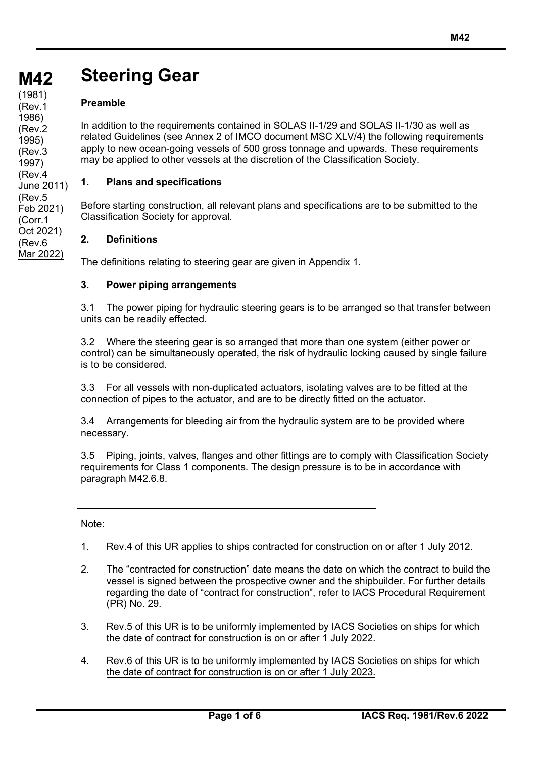# M42 Steering Gear

(1981)
(Rev.1 1986)
(Rev.2 1995)
(Rev.3 1997)
(Rev.4 June 2011)
(Rev.5 Feb 2021)
(Corr.1 Oct 2021)
(Rev.6 Mar 2022)

### Preamble

In addition to the requirements contained in SOLAS II-1/29 and SOLAS II-1/30 as well as related Guidelines (see Annex 2 of IMCO document MSC XLV/4) the following requirements apply to new ocean-going vessels of 500 gross tonnage and upwards. These requirements may be applied to other vessels at the discretion of the Classification Society.

### 1. Plans and specifications

Before starting construction, all relevant plans and specifications are to be submitted to the Classification Society for approval.

### 2. Definitions

The definitions relating to steering gear are given in Appendix 1.

### 3. Power piping arrangements

3.1 The power piping for hydraulic steering gears is to be arranged so that transfer between units can be readily effected.

3.2 Where the steering gear is so arranged that more than one system (either power or control) can be simultaneously operated, the risk of hydraulic locking caused by single failure is to be considered.

3.3 For all vessels with non-duplicated actuators, isolating valves are to be fitted at the connection of pipes to the actuator, and are to be directly fitted on the actuator.

3.4 Arrangements for bleeding air from the hydraulic system are to be provided where necessary.

3.5 Piping, joints, valves, flanges and other fittings are to comply with Classification Society requirements for Class 1 components. The design pressure is to be in accordance with paragraph M42.6.8.

---

Note:

1. Rev.4 of this UR applies to ships contracted for construction on or after 1 July 2012.

2. The "contracted for construction" date means the date on which the contract to build the vessel is signed between the prospective owner and the shipbuilder. For further details regarding the date of "contract for construction", refer to IACS Procedural Requirement (PR) No. 29.

3. Rev.5 of this UR is to be uniformly implemented by IACS Societies on ships for which the date of contract for construction is on or after 1 July 2022.

4. Rev.6 of this UR is to be uniformly implemented by IACS Societies on ships for which the date of contract for construction is on or after 1 July 2023.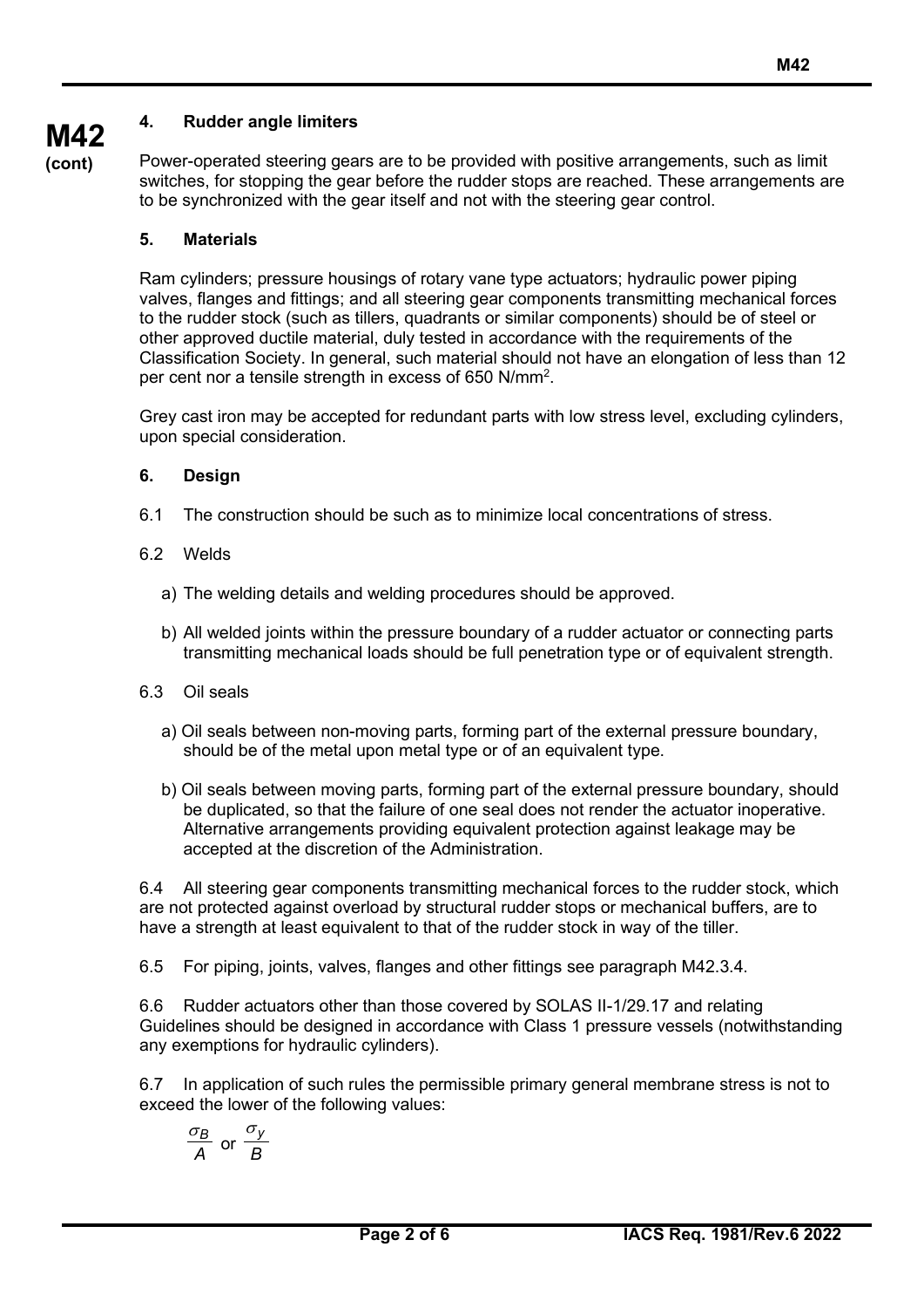### 4. Rudder angle limiters

Power-operated steering gears are to be provided with positive arrangements, such as limit switches, for stopping the gear before the rudder stops are reached. These arrangements are to be synchronized with the gear itself and not with the steering gear control.

### 5. Materials

Ram cylinders; pressure housings of rotary vane type actuators; hydraulic power piping valves, flanges and fittings; and all steering gear components transmitting mechanical forces to the rudder stock (such as tillers, quadrants or similar components) should be of steel or other approved ductile material, duly tested in accordance with the requirements of the Classification Society. In general, such material should not have an elongation of less than 12 per cent nor a tensile strength in excess of 650 N/mm$^2$.

Grey cast iron may be accepted for redundant parts with low stress level, excluding cylinders, upon special consideration.

### 6. Design

6.1 The construction should be such as to minimize local concentrations of stress.

6.2 Welds

a) The welding details and welding procedures should be approved.

b) All welded joints within the pressure boundary of a rudder actuator or connecting parts transmitting mechanical loads should be full penetration type or of equivalent strength.

6.3 Oil seals

a) Oil seals between non-moving parts, forming part of the external pressure boundary, should be of the metal upon metal type or of an equivalent type.

b) Oil seals between moving parts, forming part of the external pressure boundary, should be duplicated, so that the failure of one seal does not render the actuator inoperative. Alternative arrangements providing equivalent protection against leakage may be accepted at the discretion of the Administration.

6.4 All steering gear components transmitting mechanical forces to the rudder stock, which are not protected against overload by structural rudder stops or mechanical buffers, are to have a strength at least equivalent to that of the rudder stock in way of the tiller.

6.5 For piping, joints, valves, flanges and other fittings see paragraph M42.3.4.

6.6 Rudder actuators other than those covered by SOLAS II-1/29.17 and relating Guidelines should be designed in accordance with Class 1 pressure vessels (notwithstanding any exemptions for hydraulic cylinders).

6.7 In application of such rules the permissible primary general membrane stress is not to exceed the lower of the following values:

$$\frac{\sigma_B}{A} \text{ or } \frac{\sigma_y}{B}$$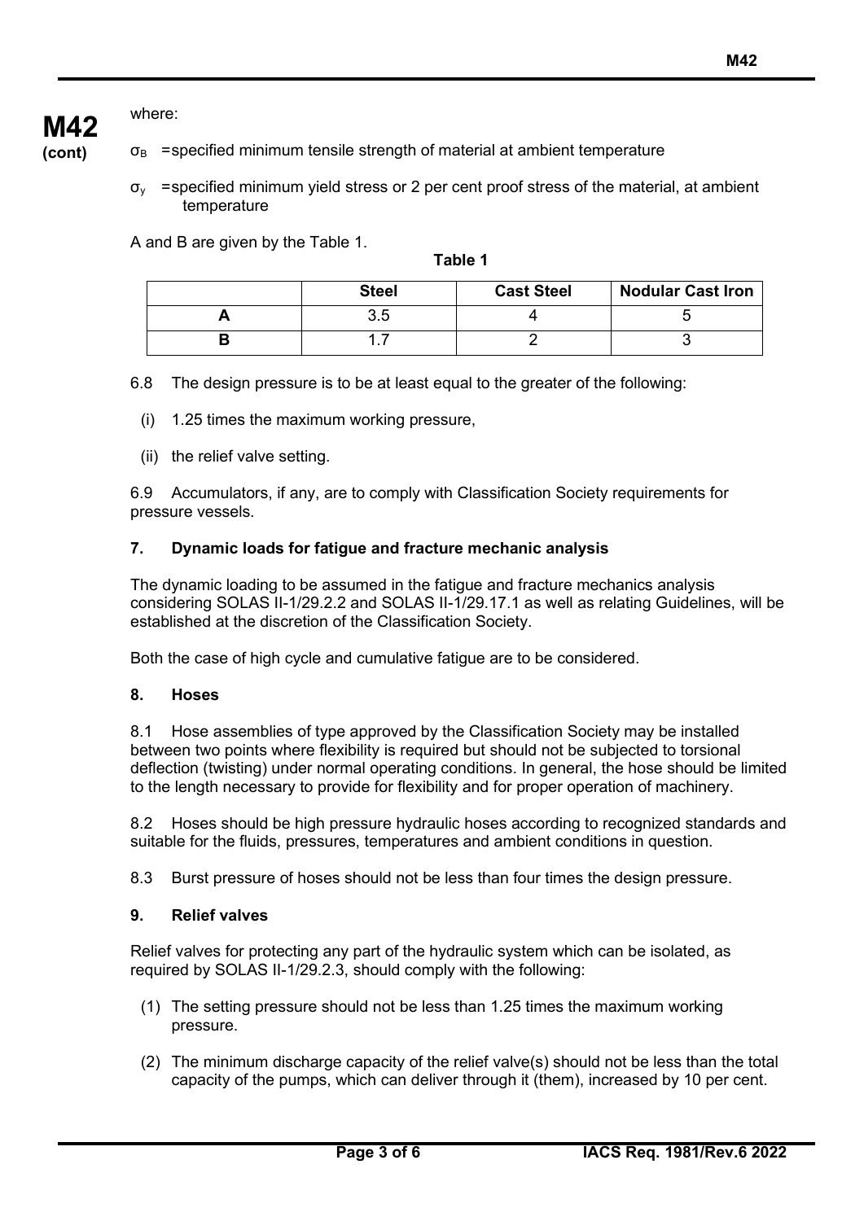where:

$\sigma_B$ = specified minimum tensile strength of material at ambient temperature

$\sigma_y$ = specified minimum yield stress or 2 per cent proof stress of the material, at ambient temperature

A and B are given by the Table 1.

**Table 1**

| | Steel | Cast Steel | Nodular Cast Iron |
|---|---|---|---|
| **A** | 3.5 | 4 | 5 |
| **B** | 1.7 | 2 | 3 |

6.8 The design pressure is to be at least equal to the greater of the following:

(i) 1.25 times the maximum working pressure,

(ii) the relief valve setting.

6.9 Accumulators, if any, are to comply with Classification Society requirements for pressure vessels.

### 7. Dynamic loads for fatigue and fracture mechanic analysis

The dynamic loading to be assumed in the fatigue and fracture mechanics analysis considering SOLAS II-1/29.2.2 and SOLAS II-1/29.17.1 as well as relating Guidelines, will be established at the discretion of the Classification Society.

Both the case of high cycle and cumulative fatigue are to be considered.

### 8. Hoses

8.1 Hose assemblies of type approved by the Classification Society may be installed between two points where flexibility is required but should not be subjected to torsional deflection (twisting) under normal operating conditions. In general, the hose should be limited to the length necessary to provide for flexibility and for proper operation of machinery.

8.2 Hoses should be high pressure hydraulic hoses according to recognized standards and suitable for the fluids, pressures, temperatures and ambient conditions in question.

8.3 Burst pressure of hoses should not be less than four times the design pressure.

### 9. Relief valves

Relief valves for protecting any part of the hydraulic system which can be isolated, as required by SOLAS II-1/29.2.3, should comply with the following:

(1) The setting pressure should not be less than 1.25 times the maximum working pressure.

(2) The minimum discharge capacity of the relief valve(s) should not be less than the total capacity of the pumps, which can deliver through it (them), increased by 10 per cent.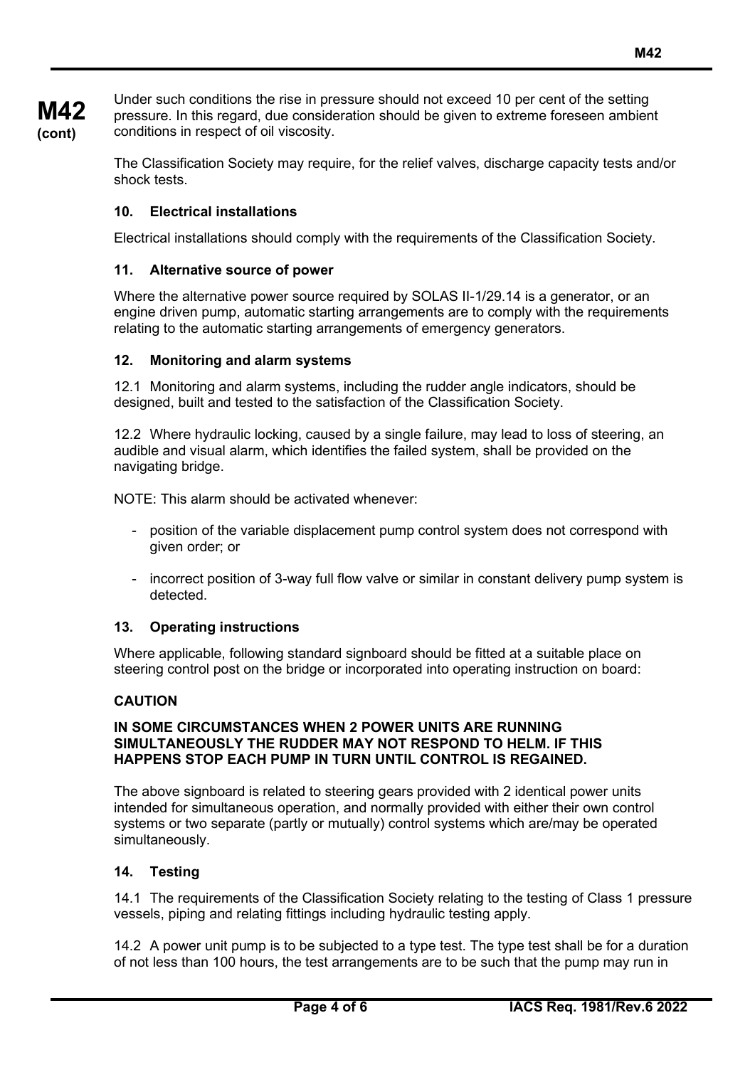Under such conditions the rise in pressure should not exceed 10 per cent of the setting pressure. In this regard, due consideration should be given to extreme foreseen ambient conditions in respect of oil viscosity.

The Classification Society may require, for the relief valves, discharge capacity tests and/or shock tests.

### 10. Electrical installations

Electrical installations should comply with the requirements of the Classification Society.

### 11. Alternative source of power

Where the alternative power source required by SOLAS II-1/29.14 is a generator, or an engine driven pump, automatic starting arrangements are to comply with the requirements relating to the automatic starting arrangements of emergency generators.

### 12. Monitoring and alarm systems

12.1 Monitoring and alarm systems, including the rudder angle indicators, should be designed, built and tested to the satisfaction of the Classification Society.

12.2 Where hydraulic locking, caused by a single failure, may lead to loss of steering, an audible and visual alarm, which identifies the failed system, shall be provided on the navigating bridge.

NOTE: This alarm should be activated whenever:

- position of the variable displacement pump control system does not correspond with given order; or
- incorrect position of 3-way full flow valve or similar in constant delivery pump system is detected.

### 13. Operating instructions

Where applicable, following standard signboard should be fitted at a suitable place on steering control post on the bridge or incorporated into operating instruction on board:

**CAUTION**

**IN SOME CIRCUMSTANCES WHEN 2 POWER UNITS ARE RUNNING SIMULTANEOUSLY THE RUDDER MAY NOT RESPOND TO HELM. IF THIS HAPPENS STOP EACH PUMP IN TURN UNTIL CONTROL IS REGAINED.**

The above signboard is related to steering gears provided with 2 identical power units intended for simultaneous operation, and normally provided with either their own control systems or two separate (partly or mutually) control systems which are/may be operated simultaneously.

### 14. Testing

14.1 The requirements of the Classification Society relating to the testing of Class 1 pressure vessels, piping and relating fittings including hydraulic testing apply.

14.2 A power unit pump is to be subjected to a type test. The type test shall be for a duration of not less than 100 hours, the test arrangements are to be such that the pump may run in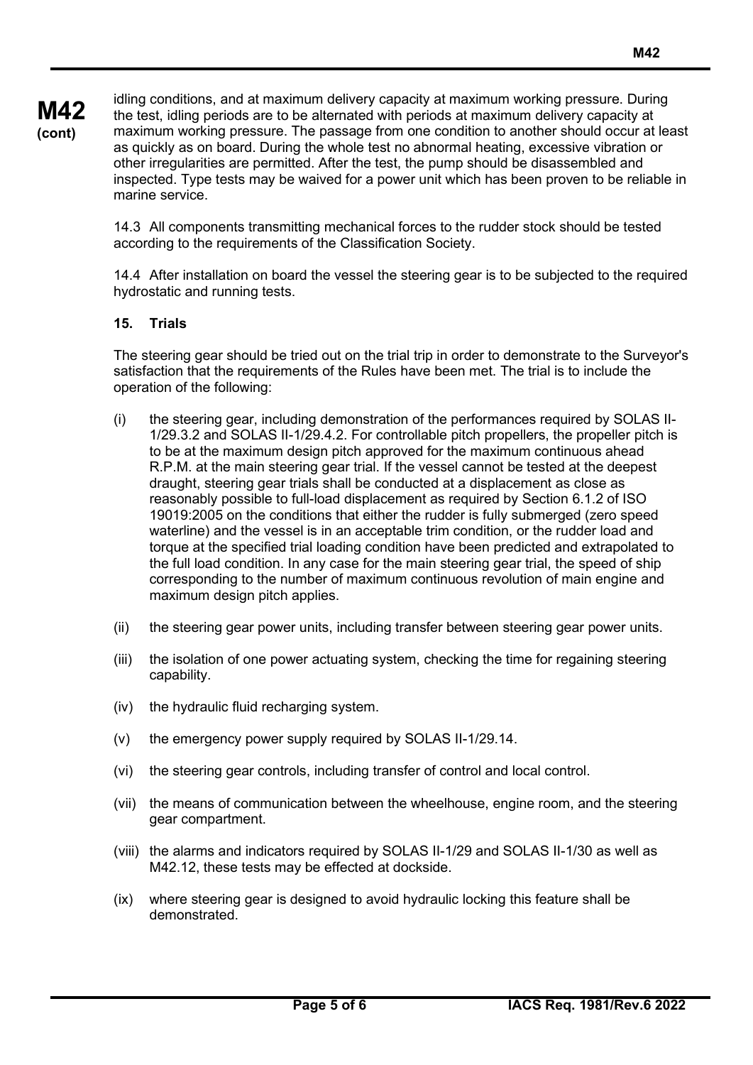idling conditions, and at maximum delivery capacity at maximum working pressure. During the test, idling periods are to be alternated with periods at maximum delivery capacity at maximum working pressure. The passage from one condition to another should occur at least as quickly as on board. During the whole test no abnormal heating, excessive vibration or other irregularities are permitted. After the test, the pump should be disassembled and inspected. Type tests may be waived for a power unit which has been proven to be reliable in marine service.

14.3 All components transmitting mechanical forces to the rudder stock should be tested according to the requirements of the Classification Society.

14.4 After installation on board the vessel the steering gear is to be subjected to the required hydrostatic and running tests.

**15. Trials**

The steering gear should be tried out on the trial trip in order to demonstrate to the Surveyor's satisfaction that the requirements of the Rules have been met. The trial is to include the operation of the following:

(i) the steering gear, including demonstration of the performances required by SOLAS II-1/29.3.2 and SOLAS II-1/29.4.2. For controllable pitch propellers, the propeller pitch is to be at the maximum design pitch approved for the maximum continuous ahead R.P.M. at the main steering gear trial. If the vessel cannot be tested at the deepest draught, steering gear trials shall be conducted at a displacement as close as reasonably possible to full-load displacement as required by Section 6.1.2 of ISO 19019:2005 on the conditions that either the rudder is fully submerged (zero speed waterline) and the vessel is in an acceptable trim condition, or the rudder load and torque at the specified trial loading condition have been predicted and extrapolated to the full load condition. In any case for the main steering gear trial, the speed of ship corresponding to the number of maximum continuous revolution of main engine and maximum design pitch applies.

(ii) the steering gear power units, including transfer between steering gear power units.

(iii) the isolation of one power actuating system, checking the time for regaining steering capability.

(iv) the hydraulic fluid recharging system.

(v) the emergency power supply required by SOLAS II-1/29.14.

(vi) the steering gear controls, including transfer of control and local control.

(vii) the means of communication between the wheelhouse, engine room, and the steering gear compartment.

(viii) the alarms and indicators required by SOLAS II-1/29 and SOLAS II-1/30 as well as M42.12, these tests may be effected at dockside.

(ix) where steering gear is designed to avoid hydraulic locking this feature shall be demonstrated.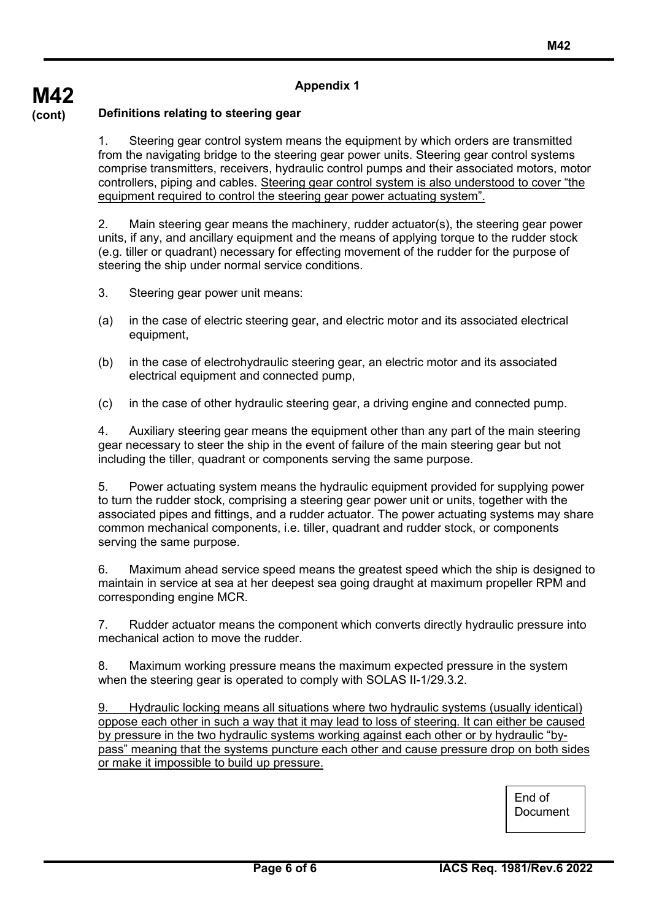## Appendix 1

### Definitions relating to steering gear

1. Steering gear control system means the equipment by which orders are transmitted from the navigating bridge to the steering gear power units. Steering gear control systems comprise transmitters, receivers, hydraulic control pumps and their associated motors, motor controllers, piping and cables. Steering gear control system is also understood to cover "the equipment required to control the steering gear power actuating system".

2. Main steering gear means the machinery, rudder actuator(s), the steering gear power units, if any, and ancillary equipment and the means of applying torque to the rudder stock (e.g. tiller or quadrant) necessary for effecting movement of the rudder for the purpose of steering the ship under normal service conditions.

3. Steering gear power unit means:

(a) in the case of electric steering gear, and electric motor and its associated electrical equipment,

(b) in the case of electrohydraulic steering gear, an electric motor and its associated electrical equipment and connected pump,

(c) in the case of other hydraulic steering gear, a driving engine and connected pump.

4. Auxiliary steering gear means the equipment other than any part of the main steering gear necessary to steer the ship in the event of failure of the main steering gear but not including the tiller, quadrant or components serving the same purpose.

5. Power actuating system means the hydraulic equipment provided for supplying power to turn the rudder stock, comprising a steering gear power unit or units, together with the associated pipes and fittings, and a rudder actuator. The power actuating systems may share common mechanical components, i.e. tiller, quadrant and rudder stock, or components serving the same purpose.

6. Maximum ahead service speed means the greatest speed which the ship is designed to maintain in service at sea at her deepest sea going draught at maximum propeller RPM and corresponding engine MCR.

7. Rudder actuator means the component which converts directly hydraulic pressure into mechanical action to move the rudder.

8. Maximum working pressure means the maximum expected pressure in the system when the steering gear is operated to comply with SOLAS II-1/29.3.2.

9. Hydraulic locking means all situations where two hydraulic systems (usually identical) oppose each other in such a way that it may lead to loss of steering. It can either be caused by pressure in the two hydraulic systems working against each other or by hydraulic "by-pass" meaning that the systems puncture each other and cause pressure drop on both sides or make it impossible to build up pressure.

End of Document